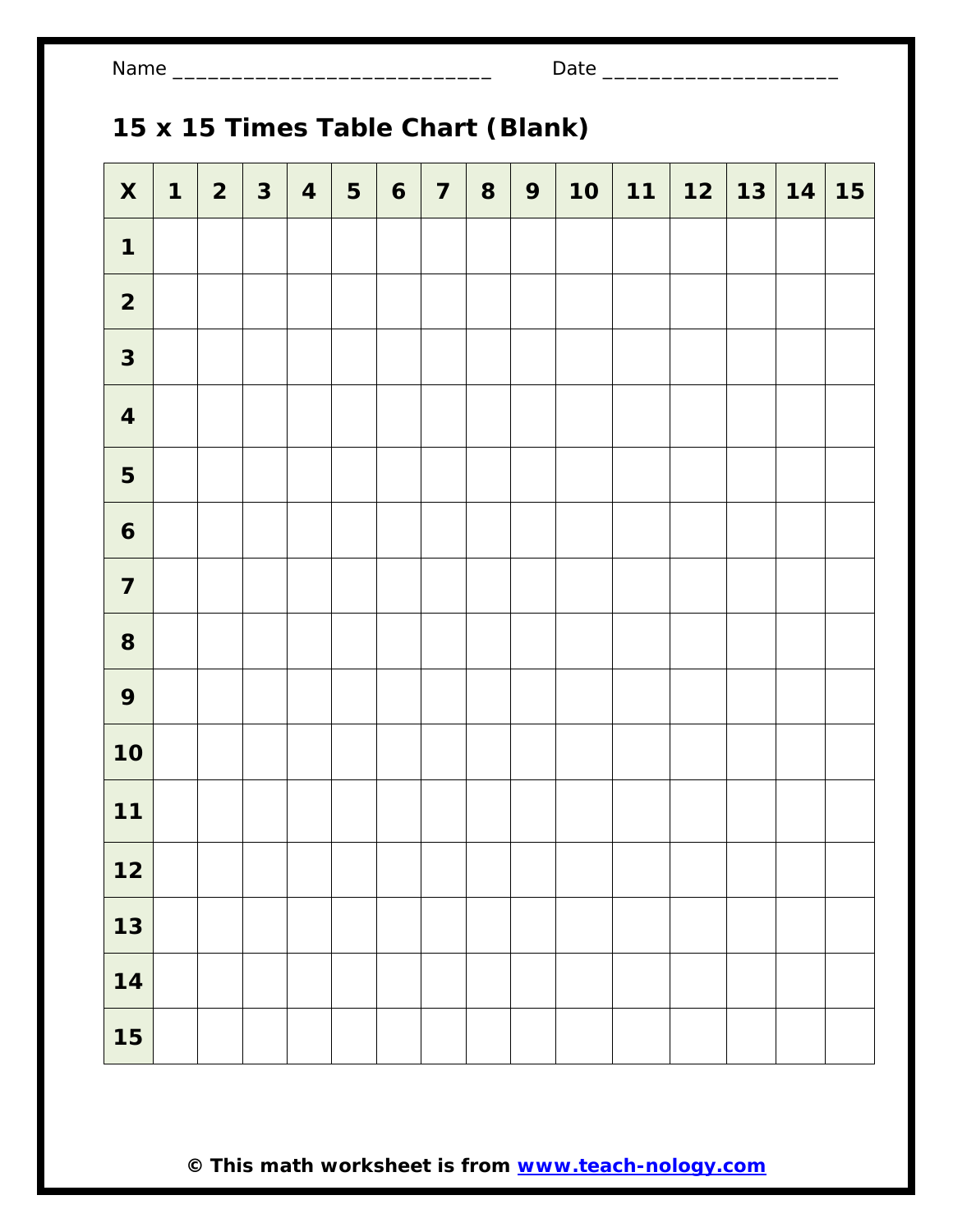Name ____________________________ Date ____________________

# 15 x 15 Times Table Chart (Blank)

| X | 1 | 2 | 3 | 4 | 5 | 6 | 7 | 8 | 9 | 10 | 11 | 12 | 13 | 14 | 15 |
|---|---|---|---|---|---|---|---|---|---|---|---|---|---|---|---|
| **1** | | | | | | | | | | | | | | | |
| **2** | | | | | | | | | | | | | | | |
| **3** | | | | | | | | | | | | | | | |
| **4** | | | | | | | | | | | | | | | |
| **5** | | | | | | | | | | | | | | | |
| **6** | | | | | | | | | | | | | | | |
| **7** | | | | | | | | | | | | | | | |
| **8** | | | | | | | | | | | | | | | |
| **9** | | | | | | | | | | | | | | | |
| **10** | | | | | | | | | | | | | | | |
| **11** | | | | | | | | | | | | | | | |
| **12** | | | | | | | | | | | | | | | |
| **13** | | | | | | | | | | | | | | | |
| **14** | | | | | | | | | | | | | | | |
| **15** | | | | | | | | | | | | | | | |

**© This math worksheet is from [www.teach-nology.com](http://www.teach-nology.com)**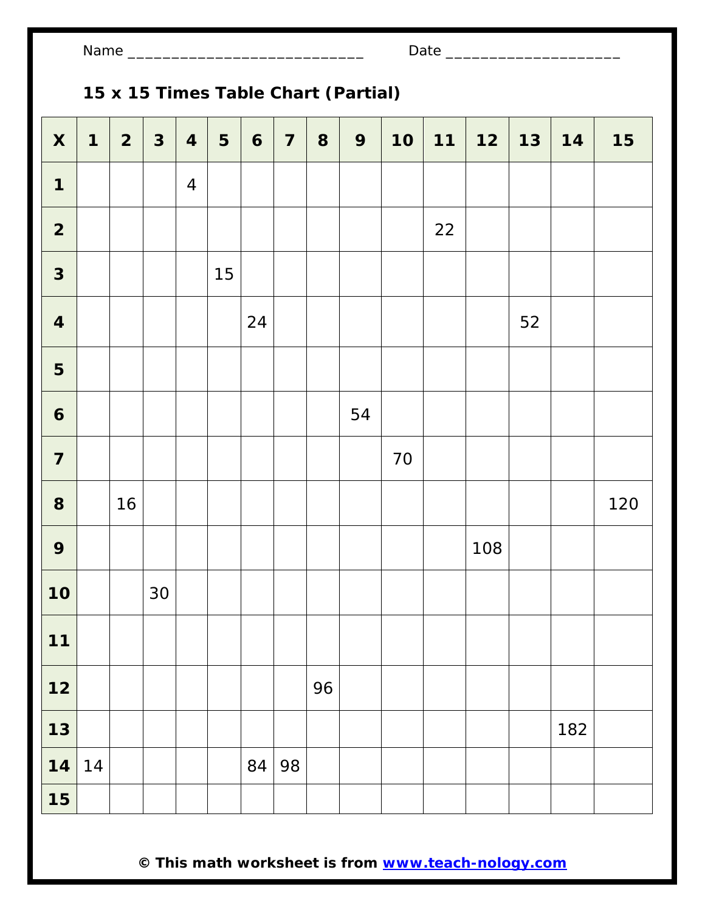Name ____________________________ Date ____________________

**15 x 15 Times Table Chart (Partial)**

| X | 1 | 2 | 3 | 4 | 5 | 6 | 7 | 8 | 9 | 10 | 11 | 12 | 13 | 14 | 15 |
|---|---|---|---|---|---|---|---|---|---|---|---|---|---|---|---|
| **1** | | | | 4 | | | | | | | | | | | |
| **2** | | | | | | | | | | | 22 | | | | |
| **3** | | | | | 15 | | | | | | | | | | |
| **4** | | | | | | 24 | | | | | | | 52 | | |
| **5** | | | | | | | | | | | | | | | |
| **6** | | | | | | | | | 54 | | | | | | |
| **7** | | | | | | | | | | 70 | | | | | |
| **8** | | 16 | | | | | | | | | | | | | 120 |
| **9** | | | | | | | | | | | | 108 | | | |
| **10** | | | 30 | | | | | | | | | | | | |
| **11** | | | | | | | | | | | | | | | |
| **12** | | | | | | | | 96 | | | | | | | |
| **13** | | | | | | | | | | | | | | 182 | |
| **14** | 14 | | | | | 84 | 98 | | | | | | | | |
| **15** | | | | | | | | | | | | | | | |

**© This math worksheet is from www.teach-nology.com**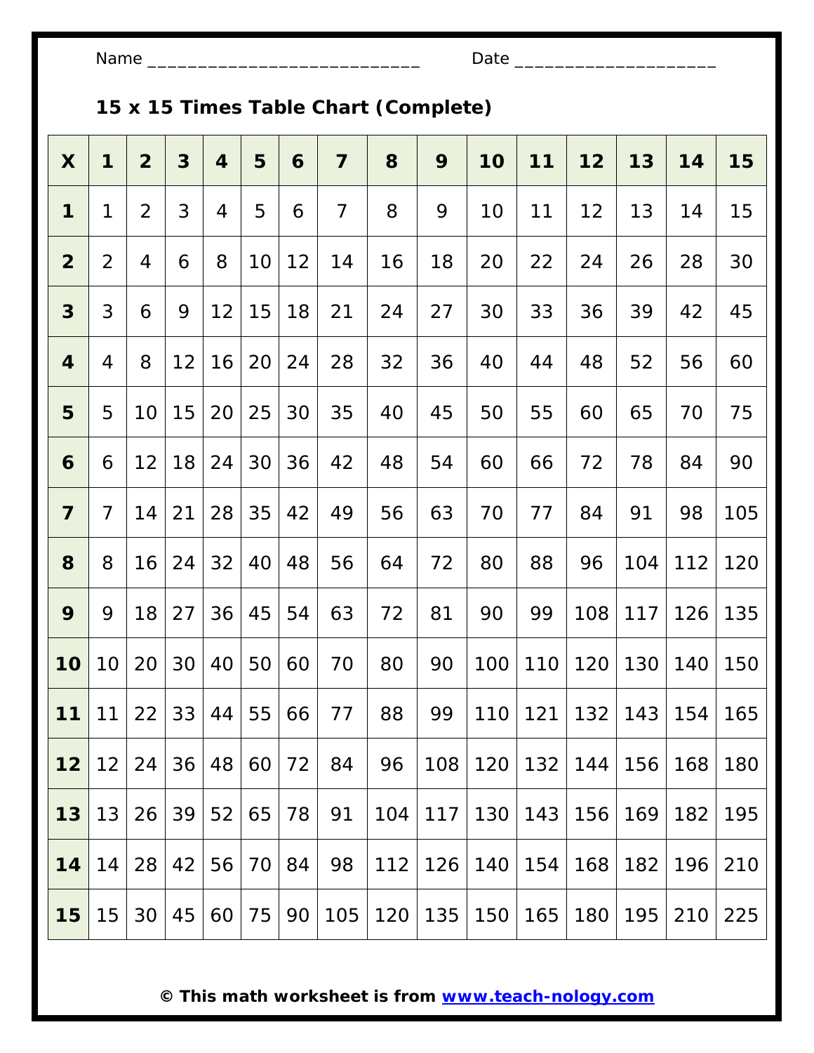Name ____________________________ Date ____________________

**15 x 15 Times Table Chart (Complete)**

| X | 1 | 2 | 3 | 4 | 5 | 6 | 7 | 8 | 9 | 10 | 11 | 12 | 13 | 14 | 15 |
|---|---|---|---|---|---|---|---|---|---|---|---|---|---|---|---|
| **1** | 1 | 2 | 3 | 4 | 5 | 6 | 7 | 8 | 9 | 10 | 11 | 12 | 13 | 14 | 15 |
| **2** | 2 | 4 | 6 | 8 | 10 | 12 | 14 | 16 | 18 | 20 | 22 | 24 | 26 | 28 | 30 |
| **3** | 3 | 6 | 9 | 12 | 15 | 18 | 21 | 24 | 27 | 30 | 33 | 36 | 39 | 42 | 45 |
| **4** | 4 | 8 | 12 | 16 | 20 | 24 | 28 | 32 | 36 | 40 | 44 | 48 | 52 | 56 | 60 |
| **5** | 5 | 10 | 15 | 20 | 25 | 30 | 35 | 40 | 45 | 50 | 55 | 60 | 65 | 70 | 75 |
| **6** | 6 | 12 | 18 | 24 | 30 | 36 | 42 | 48 | 54 | 60 | 66 | 72 | 78 | 84 | 90 |
| **7** | 7 | 14 | 21 | 28 | 35 | 42 | 49 | 56 | 63 | 70 | 77 | 84 | 91 | 98 | 105 |
| **8** | 8 | 16 | 24 | 32 | 40 | 48 | 56 | 64 | 72 | 80 | 88 | 96 | 104 | 112 | 120 |
| **9** | 9 | 18 | 27 | 36 | 45 | 54 | 63 | 72 | 81 | 90 | 99 | 108 | 117 | 126 | 135 |
| **10** | 10 | 20 | 30 | 40 | 50 | 60 | 70 | 80 | 90 | 100 | 110 | 120 | 130 | 140 | 150 |
| **11** | 11 | 22 | 33 | 44 | 55 | 66 | 77 | 88 | 99 | 110 | 121 | 132 | 143 | 154 | 165 |
| **12** | 12 | 24 | 36 | 48 | 60 | 72 | 84 | 96 | 108 | 120 | 132 | 144 | 156 | 168 | 180 |
| **13** | 13 | 26 | 39 | 52 | 65 | 78 | 91 | 104 | 117 | 130 | 143 | 156 | 169 | 182 | 195 |
| **14** | 14 | 28 | 42 | 56 | 70 | 84 | 98 | 112 | 126 | 140 | 154 | 168 | 182 | 196 | 210 |
| **15** | 15 | 30 | 45 | 60 | 75 | 90 | 105 | 120 | 135 | 150 | 165 | 180 | 195 | 210 | 225 |

**© This math worksheet is from www.teach-nology.com**